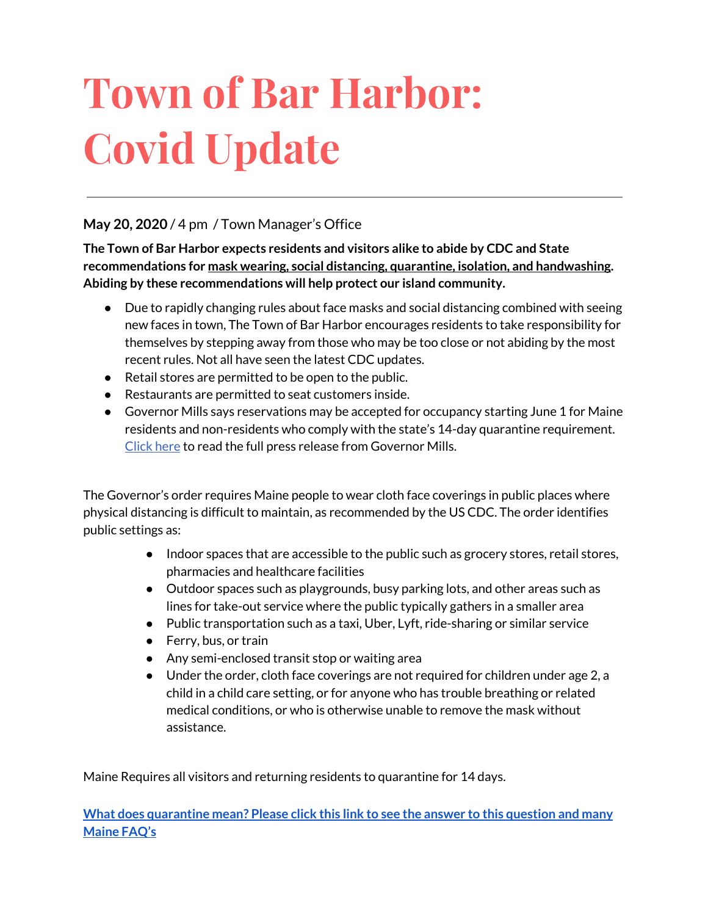# Town of Bar Harbor: Covid Update

---

**May 20, 2020** / 4 pm / Town Manager's Office

**The Town of Bar Harbor expects residents and visitors alike to abide by CDC and State recommendations for mask wearing, social distancing, quarantine, isolation, and handwashing. Abiding by these recommendations will help protect our island community.**

- Due to rapidly changing rules about face masks and social distancing combined with seeing new faces in town, The Town of Bar Harbor encourages residents to take responsibility for themselves by stepping away from those who may be too close or not abiding by the most recent rules. Not all have seen the latest CDC updates.
- Retail stores are permitted to be open to the public.
- Restaurants are permitted to seat customers inside.
- Governor Mills says reservations may be accepted for occupancy starting June 1 for Maine residents and non-residents who comply with the state's 14-day quarantine requirement. Click here to read the full press release from Governor Mills.

The Governor's order requires Maine people to wear cloth face coverings in public places where physical distancing is difficult to maintain, as recommended by the US CDC. The order identifies public settings as:

- Indoor spaces that are accessible to the public such as grocery stores, retail stores, pharmacies and healthcare facilities
- Outdoor spaces such as playgrounds, busy parking lots, and other areas such as lines for take-out service where the public typically gathers in a smaller area
- Public transportation such as a taxi, Uber, Lyft, ride-sharing or similar service
- Ferry, bus, or train
- Any semi-enclosed transit stop or waiting area
- Under the order, cloth face coverings are not required for children under age 2, a child in a child care setting, or for anyone who has trouble breathing or related medical conditions, or who is otherwise unable to remove the mask without assistance.

Maine Requires all visitors and returning residents to quarantine for 14 days.

**What does quarantine mean? Please click this link to see the answer to this question and many Maine FAQ's**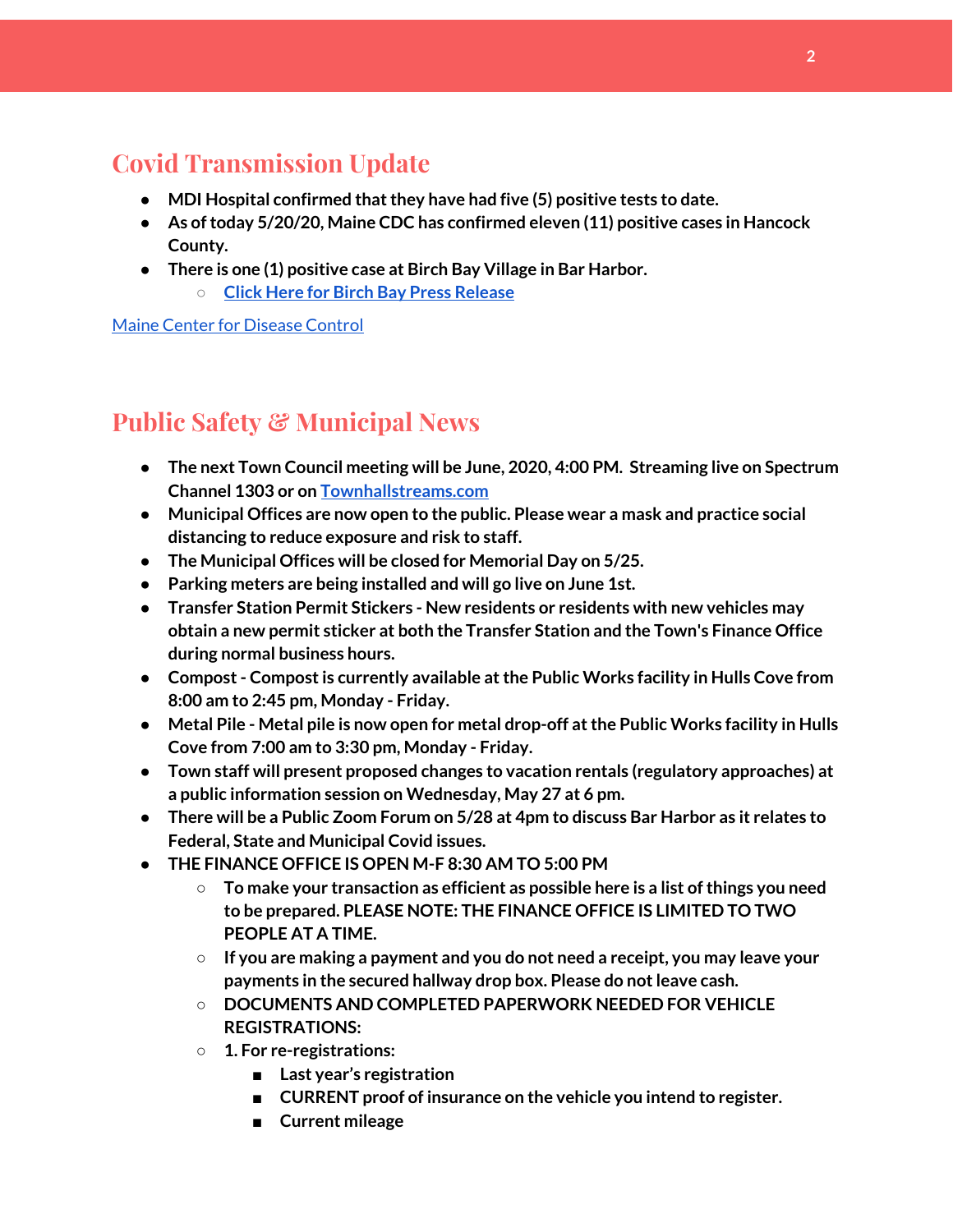## Covid Transmission Update

- **MDI Hospital confirmed that they have had five (5) positive tests to date.**
- **As of today 5/20/20, Maine CDC has confirmed eleven (11) positive cases in Hancock County.**
- **There is one (1) positive case at Birch Bay Village in Bar Harbor.**
  - **[Click Here for Birch Bay Press Release]()**

[Maine Center for Disease Control]()

## Public Safety & Municipal News

- **The next Town Council meeting will be June, 2020, 4:00 PM. Streaming live on Spectrum Channel 1303 or on [Townhallstreams.com]()**
- **Municipal Offices are now open to the public. Please wear a mask and practice social distancing to reduce exposure and risk to staff.**
- **The Municipal Offices will be closed for Memorial Day on 5/25.**
- **Parking meters are being installed and will go live on June 1st.**
- **Transfer Station Permit Stickers - New residents or residents with new vehicles may obtain a new permit sticker at both the Transfer Station and the Town's Finance Office during normal business hours.**
- **Compost - Compost is currently available at the Public Works facility in Hulls Cove from 8:00 am to 2:45 pm, Monday - Friday.**
- **Metal Pile - Metal pile is now open for metal drop-off at the Public Works facility in Hulls Cove from 7:00 am to 3:30 pm, Monday - Friday.**
- **Town staff will present proposed changes to vacation rentals (regulatory approaches) at a public information session on Wednesday, May 27 at 6 pm.**
- **There will be a Public Zoom Forum on 5/28 at 4pm to discuss Bar Harbor as it relates to Federal, State and Municipal Covid issues.**
- **THE FINANCE OFFICE IS OPEN M-F 8:30 AM TO 5:00 PM**
  - **To make your transaction as efficient as possible here is a list of things you need to be prepared. PLEASE NOTE: THE FINANCE OFFICE IS LIMITED TO TWO PEOPLE AT A TIME.**
  - **If you are making a payment and you do not need a receipt, you may leave your payments in the secured hallway drop box. Please do not leave cash.**
  - **DOCUMENTS AND COMPLETED PAPERWORK NEEDED FOR VEHICLE REGISTRATIONS:**
  - **1. For re-registrations:**
    - **Last year's registration**
    - **CURRENT proof of insurance on the vehicle you intend to register.**
    - **Current mileage**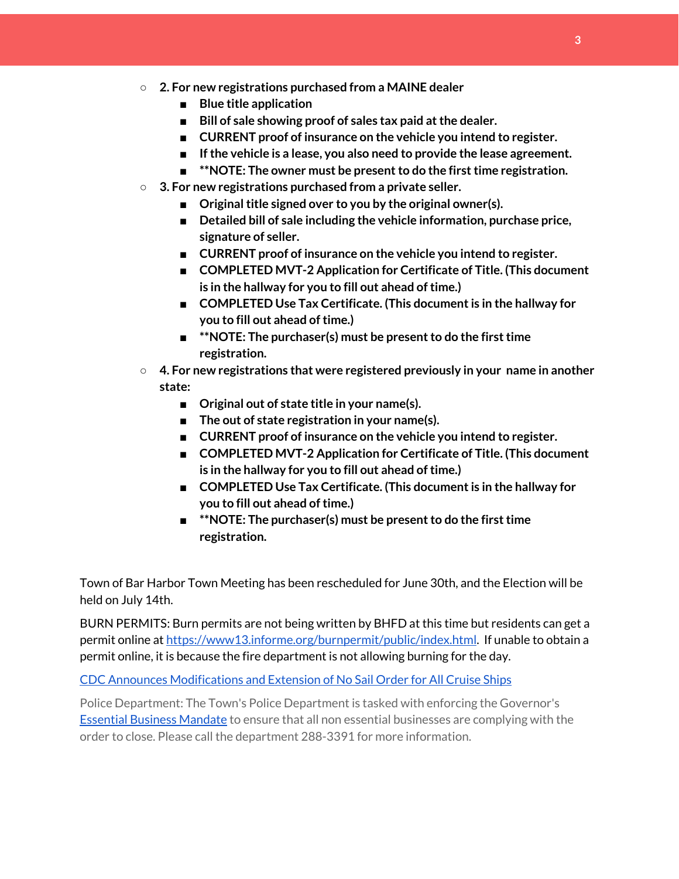- **2. For new registrations purchased from a MAINE dealer**
    - **Blue title application**
    - **Bill of sale showing proof of sales tax paid at the dealer.**
    - **CURRENT proof of insurance on the vehicle you intend to register.**
    - **If the vehicle is a lease, you also need to provide the lease agreement.**
    - ****NOTE: The owner must be present to do the first time registration.**
- **3. For new registrations purchased from a private seller.**
    - **Original title signed over to you by the original owner(s).**
    - **Detailed bill of sale including the vehicle information, purchase price, signature of seller.**
    - **CURRENT proof of insurance on the vehicle you intend to register.**
    - **COMPLETED MVT-2 Application for Certificate of Title. (This document is in the hallway for you to fill out ahead of time.)**
    - **COMPLETED Use Tax Certificate. (This document is in the hallway for you to fill out ahead of time.)**
    - ****NOTE: The purchaser(s) must be present to do the first time registration.**
- **4. For new registrations that were registered previously in your name in another state:**
    - **Original out of state title in your name(s).**
    - **The out of state registration in your name(s).**
    - **CURRENT proof of insurance on the vehicle you intend to register.**
    - **COMPLETED MVT-2 Application for Certificate of Title. (This document is in the hallway for you to fill out ahead of time.)**
    - **COMPLETED Use Tax Certificate. (This document is in the hallway for you to fill out ahead of time.)**
    - ****NOTE: The purchaser(s) must be present to do the first time registration.**

Town of Bar Harbor Town Meeting has been rescheduled for June 30th, and the Election will be held on July 14th.

BURN PERMITS: Burn permits are not being written by BHFD at this time but residents can get a permit online at https://www13.informe.org/burnpermit/public/index.html. If unable to obtain a permit online, it is because the fire department is not allowing burning for the day.

CDC Announces Modifications and Extension of No Sail Order for All Cruise Ships

Police Department: The Town's Police Department is tasked with enforcing the Governor's Essential Business Mandate to ensure that all non essential businesses are complying with the order to close. Please call the department 288-3391 for more information.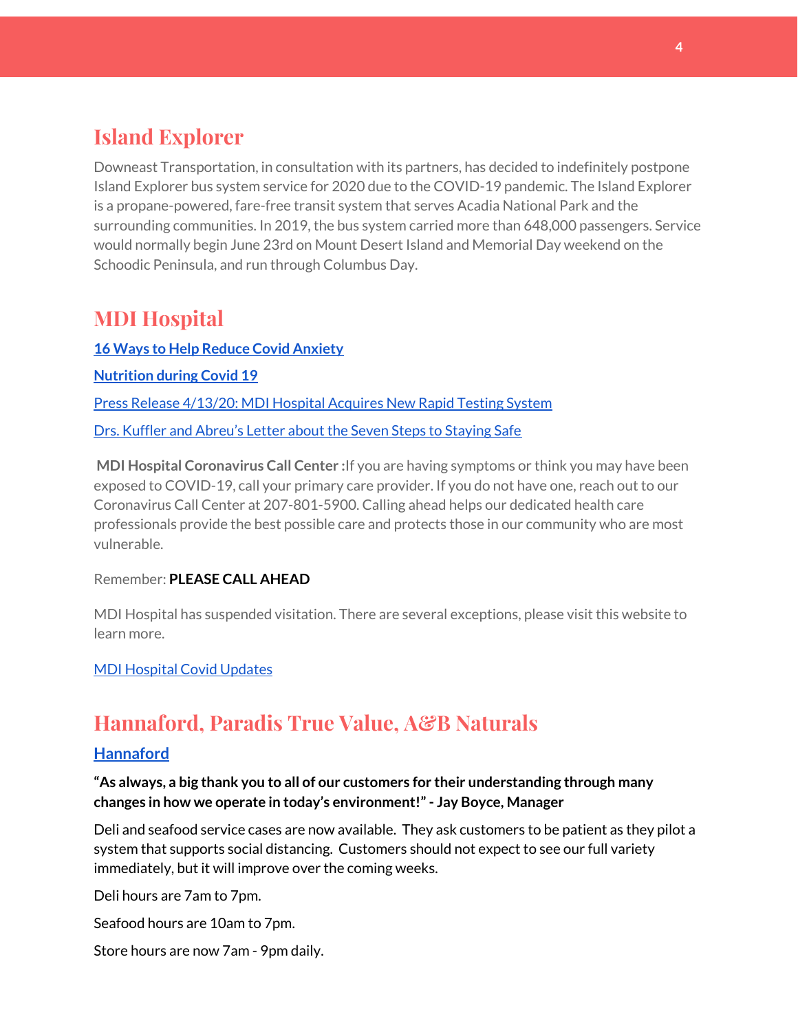## Island Explorer

Downeast Transportation, in consultation with its partners, has decided to indefinitely postpone Island Explorer bus system service for 2020 due to the COVID-19 pandemic. The Island Explorer is a propane-powered, fare-free transit system that serves Acadia National Park and the surrounding communities. In 2019, the bus system carried more than 648,000 passengers. Service would normally begin June 23rd on Mount Desert Island and Memorial Day weekend on the Schoodic Peninsula, and run through Columbus Day.

## MDI Hospital

**16 Ways to Help Reduce Covid Anxiety**

**Nutrition during Covid 19**

Press Release 4/13/20: MDI Hospital Acquires New Rapid Testing System

Drs. Kuffler and Abreu's Letter about the Seven Steps to Staying Safe

**MDI Hospital Coronavirus Call Center :** If you are having symptoms or think you may have been exposed to COVID-19, call your primary care provider. If you do not have one, reach out to our Coronavirus Call Center at 207-801-5900. Calling ahead helps our dedicated health care professionals provide the best possible care and protects those in our community who are most vulnerable.

Remember: **PLEASE CALL AHEAD**

MDI Hospital has suspended visitation. There are several exceptions, please visit this website to learn more.

MDI Hospital Covid Updates

## Hannaford, Paradis True Value, A&B Naturals

### Hannaford

**"As always, a big thank you to all of our customers for their understanding through many changes in how we operate in today's environment!" - Jay Boyce, Manager**

Deli and seafood service cases are now available. They ask customers to be patient as they pilot a system that supports social distancing. Customers should not expect to see our full variety immediately, but it will improve over the coming weeks.

Deli hours are 7am to 7pm.

Seafood hours are 10am to 7pm.

Store hours are now 7am - 9pm daily.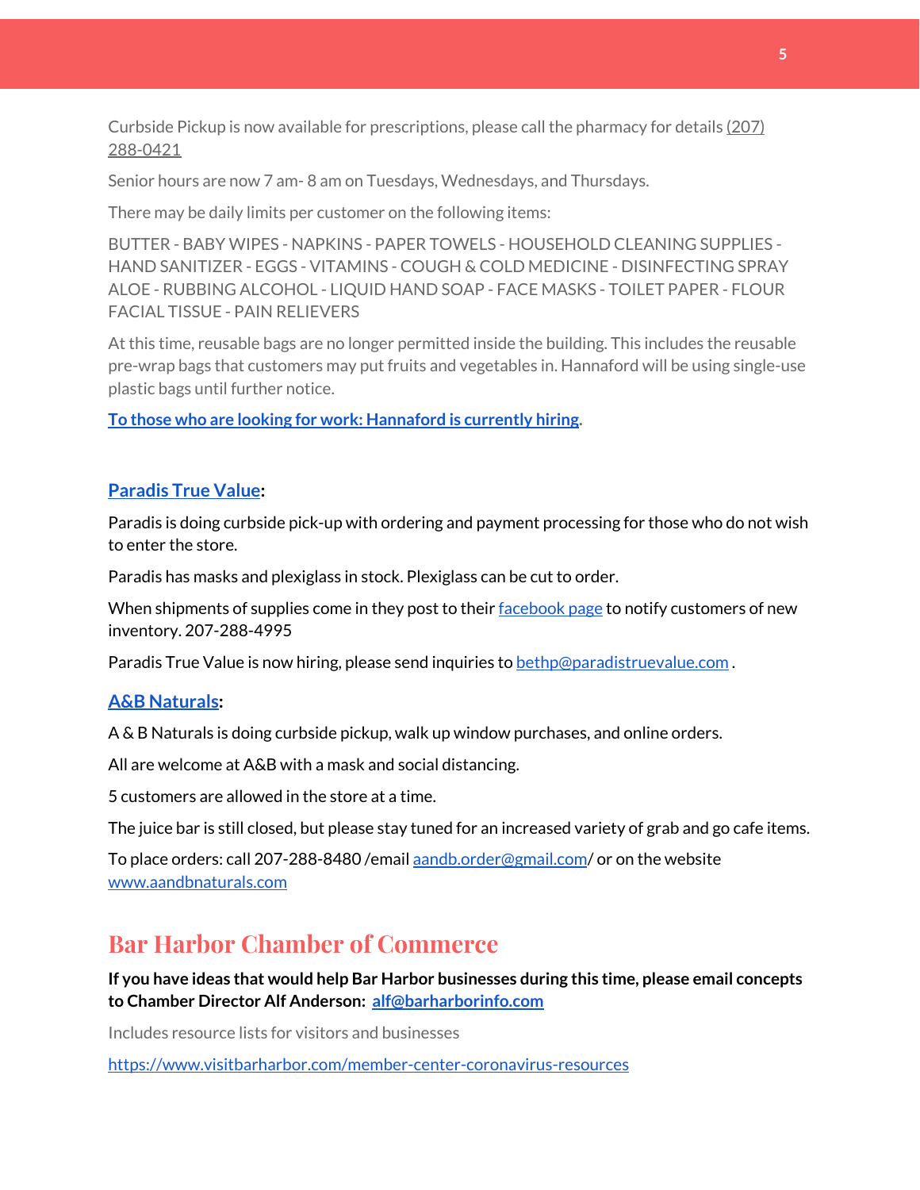Curbside Pickup is now available for prescriptions, please call the pharmacy for details (207) 288-0421

Senior hours are now 7 am- 8 am on Tuesdays, Wednesdays, and Thursdays.

There may be daily limits per customer on the following items:

BUTTER - BABY WIPES - NAPKINS - PAPER TOWELS - HOUSEHOLD CLEANING SUPPLIES - HAND SANITIZER - EGGS - VITAMINS - COUGH & COLD MEDICINE - DISINFECTING SPRAY ALOE - RUBBING ALCOHOL - LIQUID HAND SOAP - FACE MASKS - TOILET PAPER - FLOUR FACIAL TISSUE - PAIN RELIEVERS

At this time, reusable bags are no longer permitted inside the building. This includes the reusable pre-wrap bags that customers may put fruits and vegetables in. Hannaford will be using single-use plastic bags until further notice.

**To those who are looking for work: Hannaford is currently hiring.**

### Paradis True Value:

Paradis is doing curbside pick-up with ordering and payment processing for those who do not wish to enter the store.

Paradis has masks and plexiglass in stock. Plexiglass can be cut to order.

When shipments of supplies come in they post to their facebook page to notify customers of new inventory. 207-288-4995

Paradis True Value is now hiring, please send inquiries to bethp@paradistruevalue.com .

### A&B Naturals:

A & B Naturals is doing curbside pickup, walk up window purchases, and online orders.

All are welcome at A&B with a mask and social distancing.

5 customers are allowed in the store at a time.

The juice bar is still closed, but please stay tuned for an increased variety of grab and go cafe items.

To place orders: call 207-288-8480 /email aandb.order@gmail.com/ or on the website www.aandbnaturals.com

## Bar Harbor Chamber of Commerce

**If you have ideas that would help Bar Harbor businesses during this time, please email concepts to Chamber Director Alf Anderson: alf@barharborinfo.com**

Includes resource lists for visitors and businesses

https://www.visitbarharbor.com/member-center-coronavirus-resources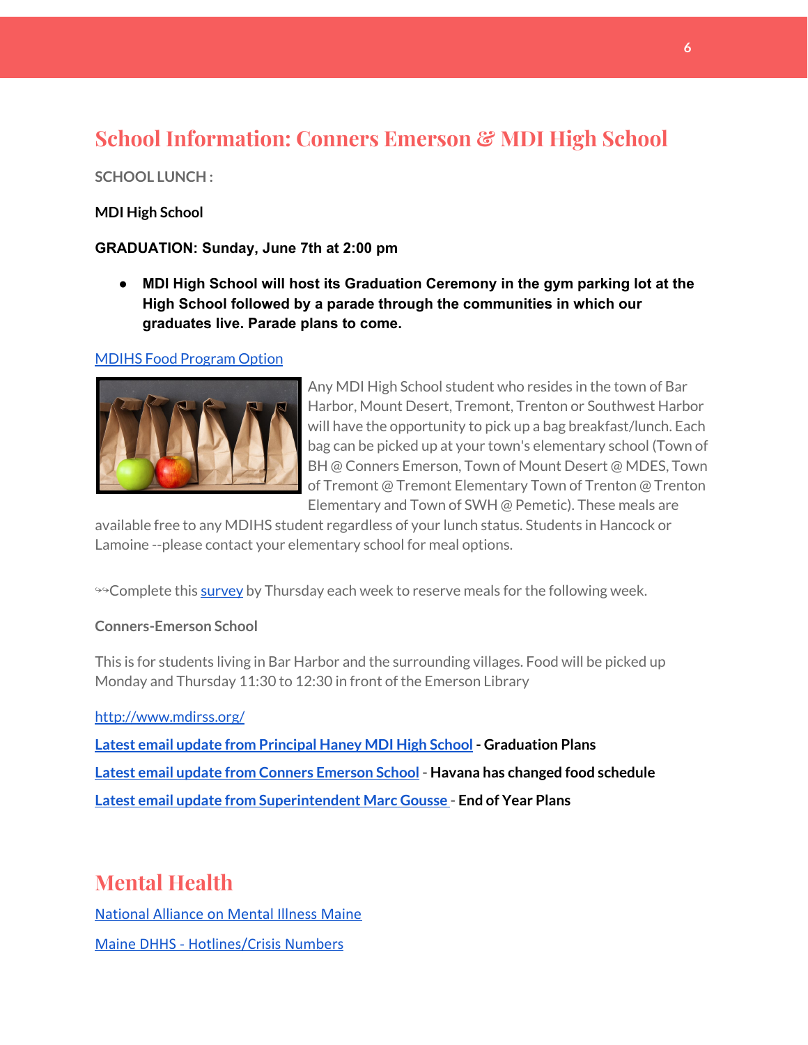## School Information: Conners Emerson & MDI High School

**SCHOOL LUNCH :**

**MDI High School**

**GRADUATION: Sunday, June 7th at 2:00 pm**

- **MDI High School will host its Graduation Ceremony in the gym parking lot at the High School followed by a parade through the communities in which our graduates live. Parade plans to come.**

MDIHS Food Program Option

Any MDI High School student who resides in the town of Bar Harbor, Mount Desert, Tremont, Trenton or Southwest Harbor will have the opportunity to pick up a bag breakfast/lunch. Each bag can be picked up at your town's elementary school (Town of BH @ Conners Emerson, Town of Mount Desert @ MDES, Town of Tremont @ Tremont Elementary Town of Trenton @ Trenton Elementary and Town of SWH @ Pemetic). These meals are available free to any MDIHS student regardless of your lunch status. Students in Hancock or Lamoine --please contact your elementary school for meal options.

↬Complete this survey by Thursday each week to reserve meals for the following week.

**Conners-Emerson School**

This is for students living in Bar Harbor and the surrounding villages. Food will be picked up Monday and Thursday 11:30 to 12:30 in front of the Emerson Library

http://www.mdirss.org/

Latest email update from Principal Haney MDI High School **- Graduation Plans**

Latest email update from Conners Emerson School **- Havana has changed food schedule**

Latest email update from Superintendent Marc Gousse **- End of Year Plans**

## Mental Health

National Alliance on Mental Illness Maine

Maine DHHS - Hotlines/Crisis Numbers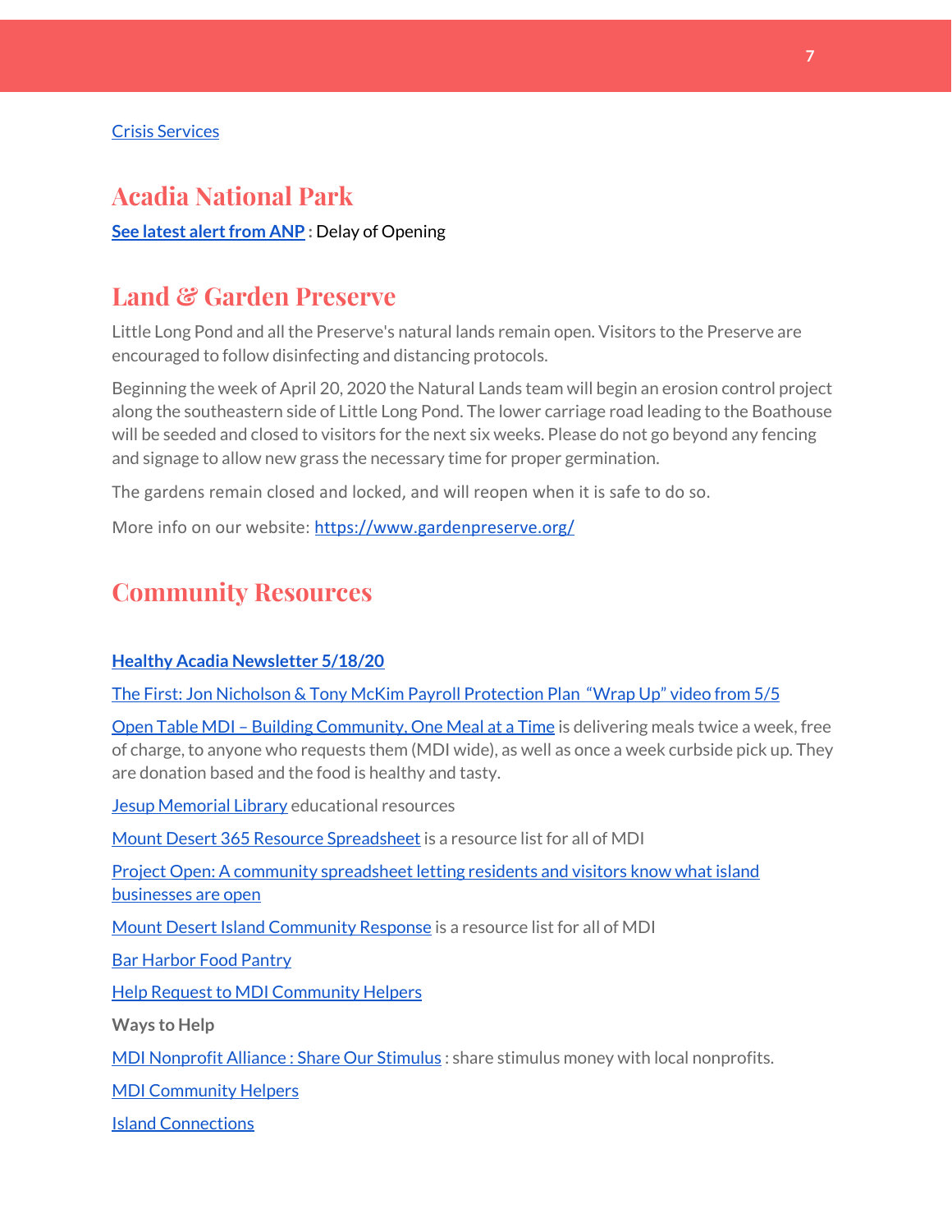Crisis Services

## Acadia National Park

**See latest alert from ANP :** Delay of Opening

## Land & Garden Preserve

Little Long Pond and all the Preserve's natural lands remain open. Visitors to the Preserve are encouraged to follow disinfecting and distancing protocols.

Beginning the week of April 20, 2020 the Natural Lands team will begin an erosion control project along the southeastern side of Little Long Pond. The lower carriage road leading to the Boathouse will be seeded and closed to visitors for the next six weeks. Please do not go beyond any fencing and signage to allow new grass the necessary time for proper germination.

The gardens remain closed and locked, and will reopen when it is safe to do so.

More info on our website: https://www.gardenpreserve.org/

## Community Resources

**Healthy Acadia Newsletter 5/18/20**

The First: Jon Nicholson & Tony McKim Payroll Protection Plan "Wrap Up" video from 5/5

Open Table MDI – Building Community, One Meal at a Time is delivering meals twice a week, free of charge, to anyone who requests them (MDI wide), as well as once a week curbside pick up. They are donation based and the food is healthy and tasty.

Jesup Memorial Library educational resources

Mount Desert 365 Resource Spreadsheet is a resource list for all of MDI

Project Open: A community spreadsheet letting residents and visitors know what island businesses are open

Mount Desert Island Community Response is a resource list for all of MDI

Bar Harbor Food Pantry

Help Request to MDI Community Helpers

**Ways to Help**

MDI Nonprofit Alliance : Share Our Stimulus : share stimulus money with local nonprofits.

MDI Community Helpers

Island Connections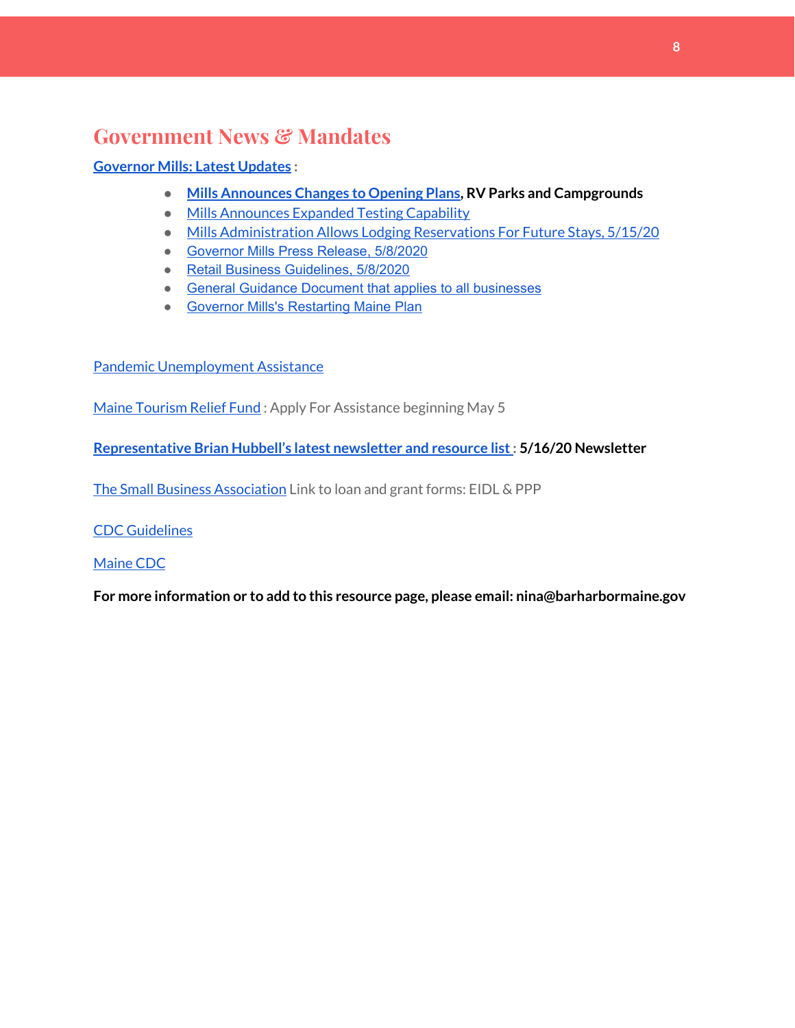## Government News & Mandates

**Governor Mills: Latest Updates :**

- **Mills Announces Changes to Opening Plans, RV Parks and Campgrounds**
- Mills Announces Expanded Testing Capability
- Mills Administration Allows Lodging Reservations For Future Stays, 5/15/20
- Governor Mills Press Release, 5/8/2020
- Retail Business Guidelines, 5/8/2020
- General Guidance Document that applies to all businesses
- Governor Mills's Restarting Maine Plan

Pandemic Unemployment Assistance

Maine Tourism Relief Fund : Apply For Assistance beginning May 5

**Representative Brian Hubbell's latest newsletter and resource list : 5/16/20 Newsletter**

The Small Business Association Link to loan and grant forms: EIDL & PPP

CDC Guidelines

Maine CDC

**For more information or to add to this resource page, please email: nina@barharbormaine.gov**